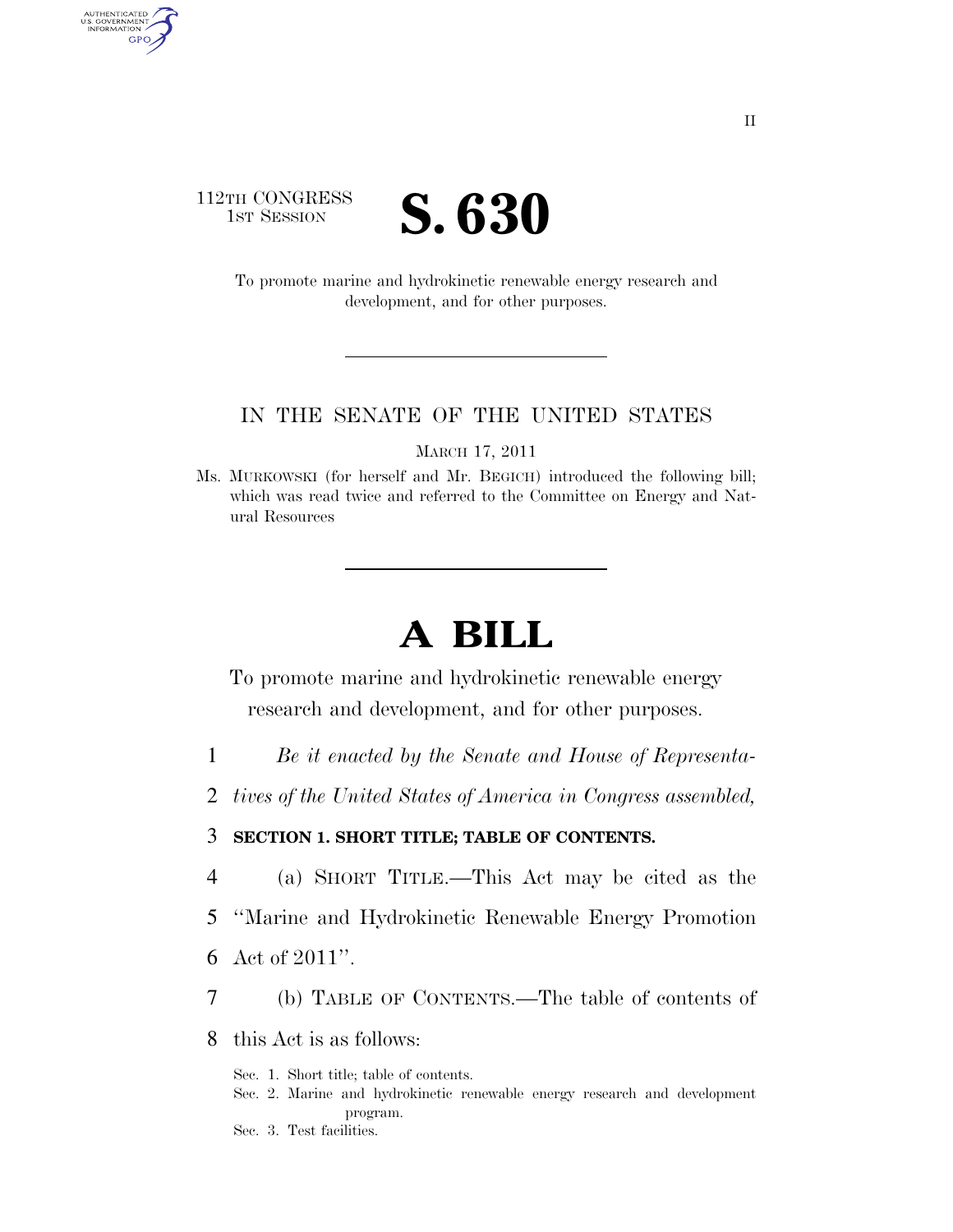112TH CONGRESS
1ST SESSION

# S. 630

To promote marine and hydrokinetic renewable energy research and development, and for other purposes.

IN THE SENATE OF THE UNITED STATES

MARCH 17, 2011

Ms. MURKOWSKI (for herself and Mr. BEGICH) introduced the following bill; which was read twice and referred to the Committee on Energy and Natural Resources

# A BILL

To promote marine and hydrokinetic renewable energy research and development, and for other purposes.

1 *Be it enacted by the Senate and House of Representa-*
2 *tives of the United States of America in Congress assembled,*

3 **SECTION 1. SHORT TITLE; TABLE OF CONTENTS.**

4 (a) SHORT TITLE.—This Act may be cited as the
5 ''Marine and Hydrokinetic Renewable Energy Promotion
6 Act of 2011''.

7 (b) TABLE OF CONTENTS.—The table of contents of
8 this Act is as follows:

Sec. 1. Short title; table of contents.
Sec. 2. Marine and hydrokinetic renewable energy research and development program.
Sec. 3. Test facilities.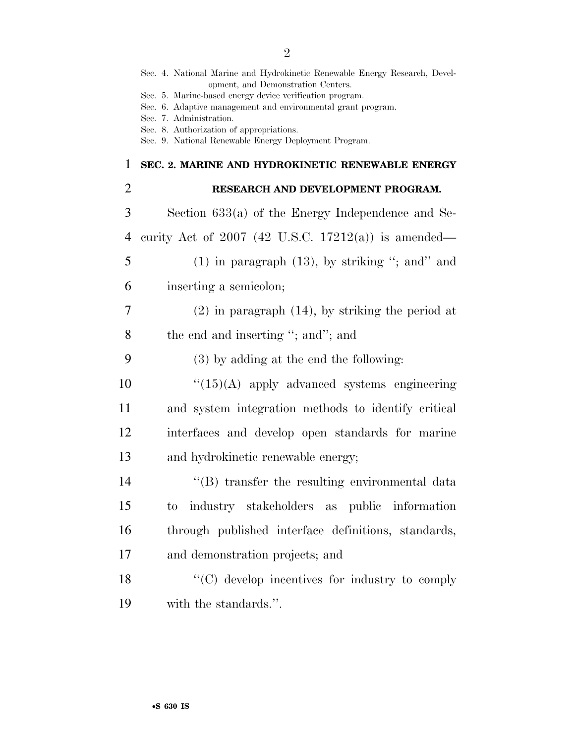Sec. 4. National Marine and Hydrokinetic Renewable Energy Research, Development, and Demonstration Centers.
Sec. 5. Marine-based energy device verification program.
Sec. 6. Adaptive management and environmental grant program.
Sec. 7. Administration.
Sec. 8. Authorization of appropriations.
Sec. 9. National Renewable Energy Deployment Program.

**SEC. 2. MARINE AND HYDROKINETIC RENEWABLE ENERGY RESEARCH AND DEVELOPMENT PROGRAM.**

Section 633(a) of the Energy Independence and Security Act of 2007 (42 U.S.C. 17212(a)) is amended—

(1) in paragraph (13), by striking "; and" and inserting a semicolon;

(2) in paragraph (14), by striking the period at the end and inserting "; and"; and

(3) by adding at the end the following:

"(15)(A) apply advanced systems engineering and system integration methods to identify critical interfaces and develop open standards for marine and hydrokinetic renewable energy;

"(B) transfer the resulting environmental data to industry stakeholders as public information through published interface definitions, standards, and demonstration projects; and

"(C) develop incentives for industry to comply with the standards.".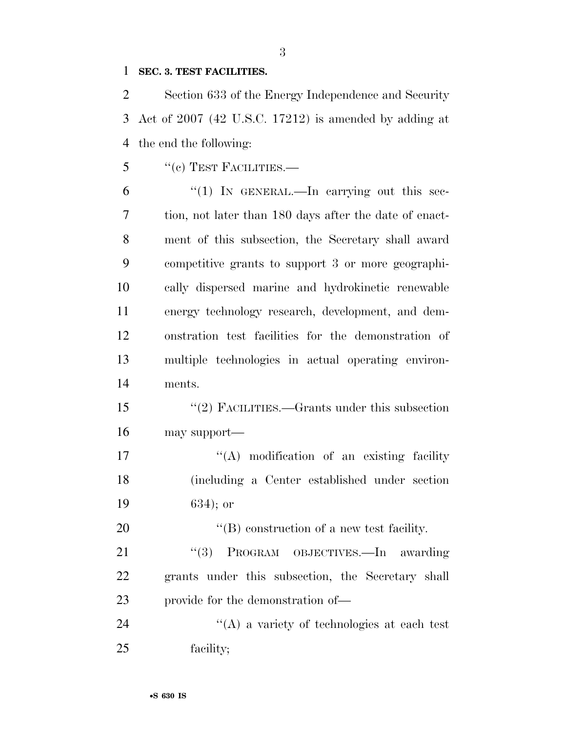**SEC. 3. TEST FACILITIES.**

Section 633 of the Energy Independence and Security Act of 2007 (42 U.S.C. 17212) is amended by adding at the end the following:

"(c) TEST FACILITIES.—

"(1) IN GENERAL.—In carrying out this section, not later than 180 days after the date of enactment of this subsection, the Secretary shall award competitive grants to support 3 or more geographically dispersed marine and hydrokinetic renewable energy technology research, development, and demonstration test facilities for the demonstration of multiple technologies in actual operating environments.

"(2) FACILITIES.—Grants under this subsection may support—

"(A) modification of an existing facility (including a Center established under section 634); or

"(B) construction of a new test facility.

"(3) PROGRAM OBJECTIVES.—In awarding grants under this subsection, the Secretary shall provide for the demonstration of—

"(A) a variety of technologies at each test facility;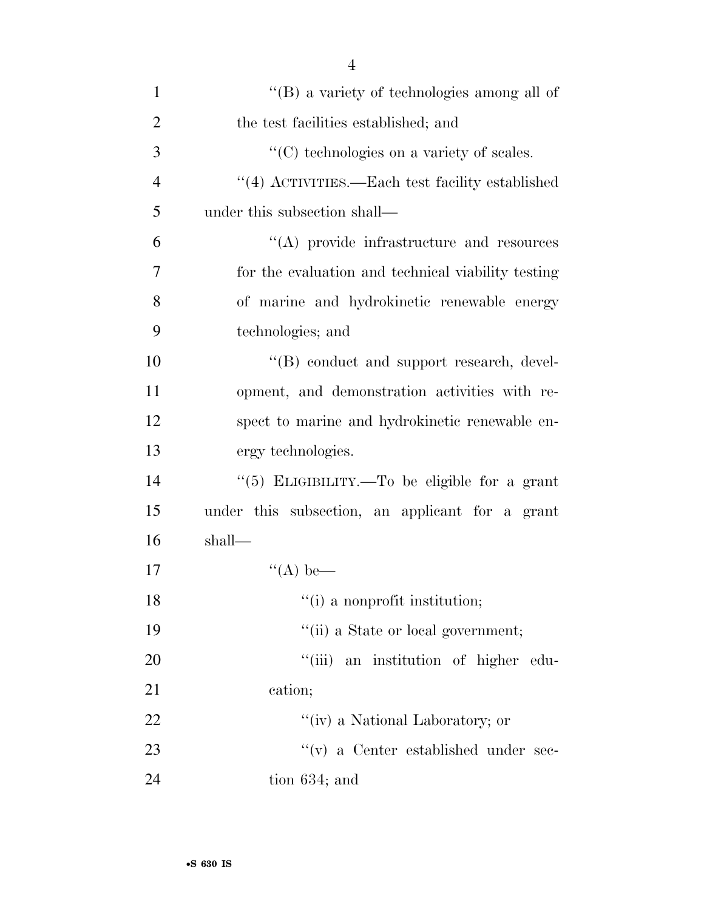"(B) a variety of technologies among all of the test facilities established; and

"(C) technologies on a variety of scales.

"(4) ACTIVITIES.—Each test facility established under this subsection shall—

"(A) provide infrastructure and resources for the evaluation and technical viability testing of marine and hydrokinetic renewable energy technologies; and

"(B) conduct and support research, development, and demonstration activities with respect to marine and hydrokinetic renewable energy technologies.

"(5) ELIGIBILITY.—To be eligible for a grant under this subsection, an applicant for a grant shall—

"(A) be—

"(i) a nonprofit institution;

"(ii) a State or local government;

"(iii) an institution of higher education;

"(iv) a National Laboratory; or

"(v) a Center established under section 634; and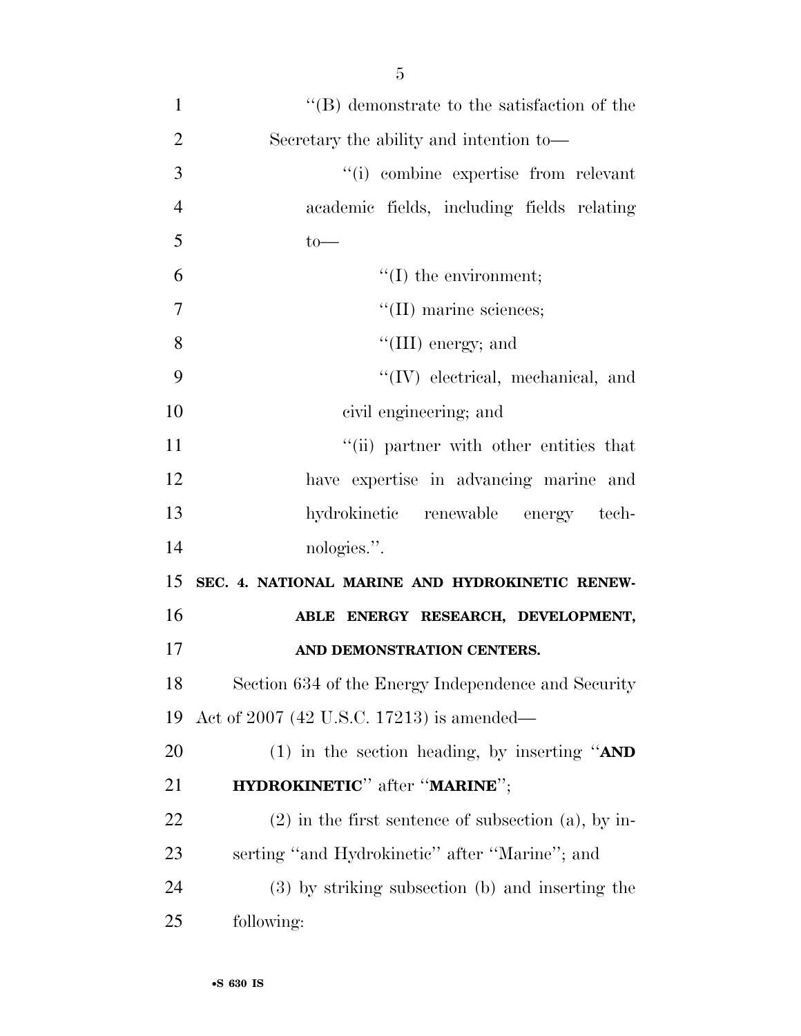''(B) demonstrate to the satisfaction of the Secretary the ability and intention to—

''(i) combine expertise from relevant academic fields, including fields relating to—

''(I) the environment;

''(II) marine sciences;

''(III) energy; and

''(IV) electrical, mechanical, and civil engineering; and

''(ii) partner with other entities that have expertise in advancing marine and hydrokinetic renewable energy technologies.''.

**SEC. 4. NATIONAL MARINE AND HYDROKINETIC RENEWABLE ENERGY RESEARCH, DEVELOPMENT, AND DEMONSTRATION CENTERS.**

Section 634 of the Energy Independence and Security Act of 2007 (42 U.S.C. 17213) is amended—

(1) in the section heading, by inserting ''**AND HYDROKINETIC**'' after ''**MARINE**'';

(2) in the first sentence of subsection (a), by inserting ''and Hydrokinetic'' after ''Marine''; and

(3) by striking subsection (b) and inserting the following: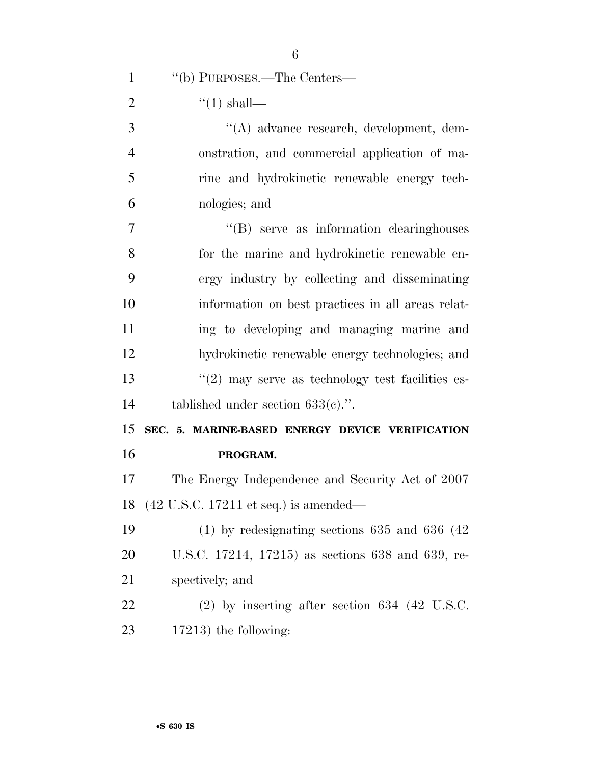''(b) PURPOSES.—The Centers—

''(1) shall—

''(A) advance research, development, demonstration, and commercial application of marine and hydrokinetic renewable energy technologies; and

''(B) serve as information clearinghouses for the marine and hydrokinetic renewable energy industry by collecting and disseminating information on best practices in all areas relating to developing and managing marine and hydrokinetic renewable energy technologies; and

''(2) may serve as technology test facilities established under section 633(c).''.

**SEC. 5. MARINE-BASED ENERGY DEVICE VERIFICATION PROGRAM.**

The Energy Independence and Security Act of 2007 (42 U.S.C. 17211 et seq.) is amended—

(1) by redesignating sections 635 and 636 (42 U.S.C. 17214, 17215) as sections 638 and 639, respectively; and

(2) by inserting after section 634 (42 U.S.C. 17213) the following: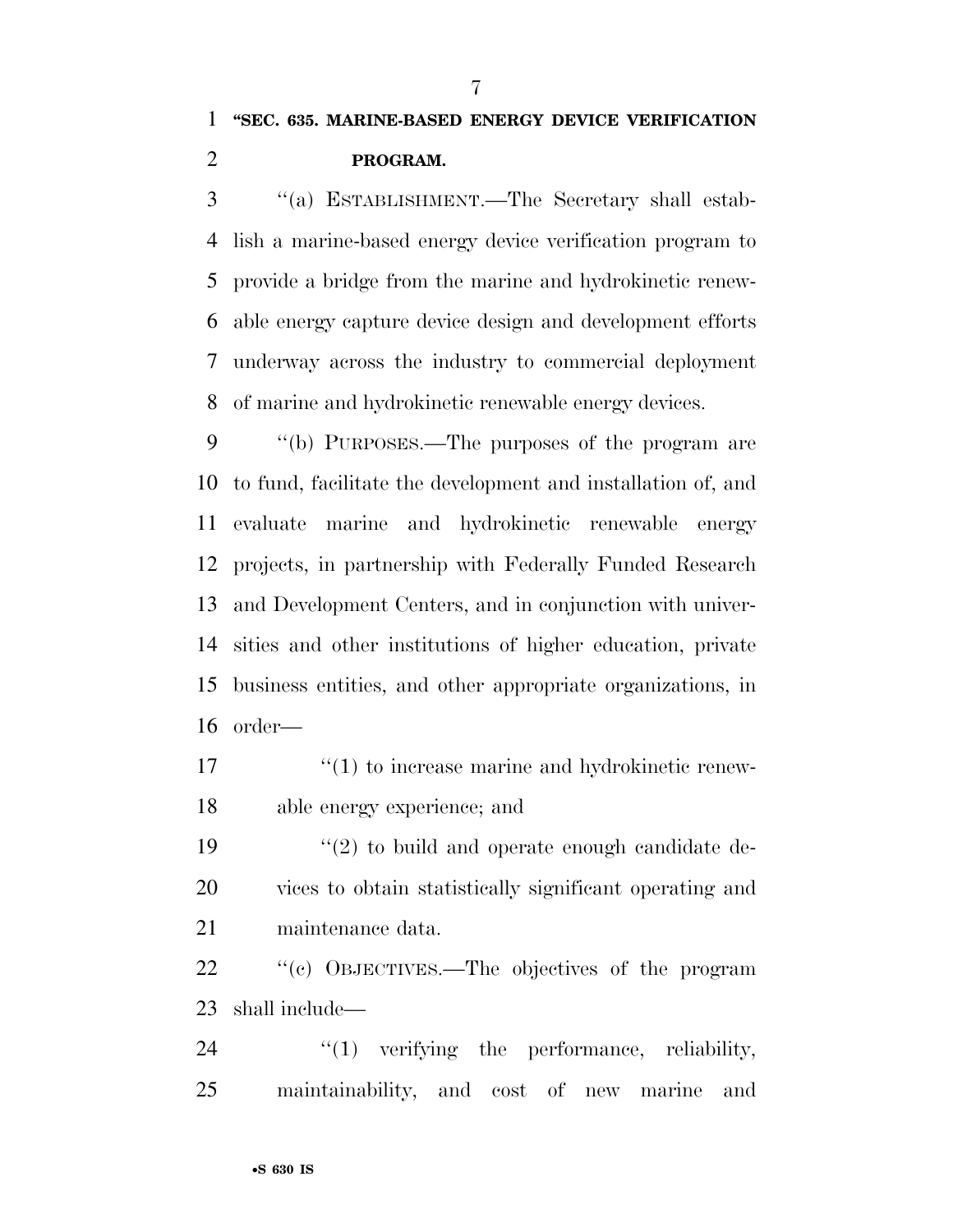**"SEC. 635. MARINE-BASED ENERGY DEVICE VERIFICATION PROGRAM.**

"(a) ESTABLISHMENT.—The Secretary shall establish a marine-based energy device verification program to provide a bridge from the marine and hydrokinetic renewable energy capture device design and development efforts underway across the industry to commercial deployment of marine and hydrokinetic renewable energy devices.

"(b) PURPOSES.—The purposes of the program are to fund, facilitate the development and installation of, and evaluate marine and hydrokinetic renewable energy projects, in partnership with Federally Funded Research and Development Centers, and in conjunction with universities and other institutions of higher education, private business entities, and other appropriate organizations, in order—

"(1) to increase marine and hydrokinetic renewable energy experience; and

"(2) to build and operate enough candidate devices to obtain statistically significant operating and maintenance data.

"(c) OBJECTIVES.—The objectives of the program shall include—

"(1) verifying the performance, reliability, maintainability, and cost of new marine and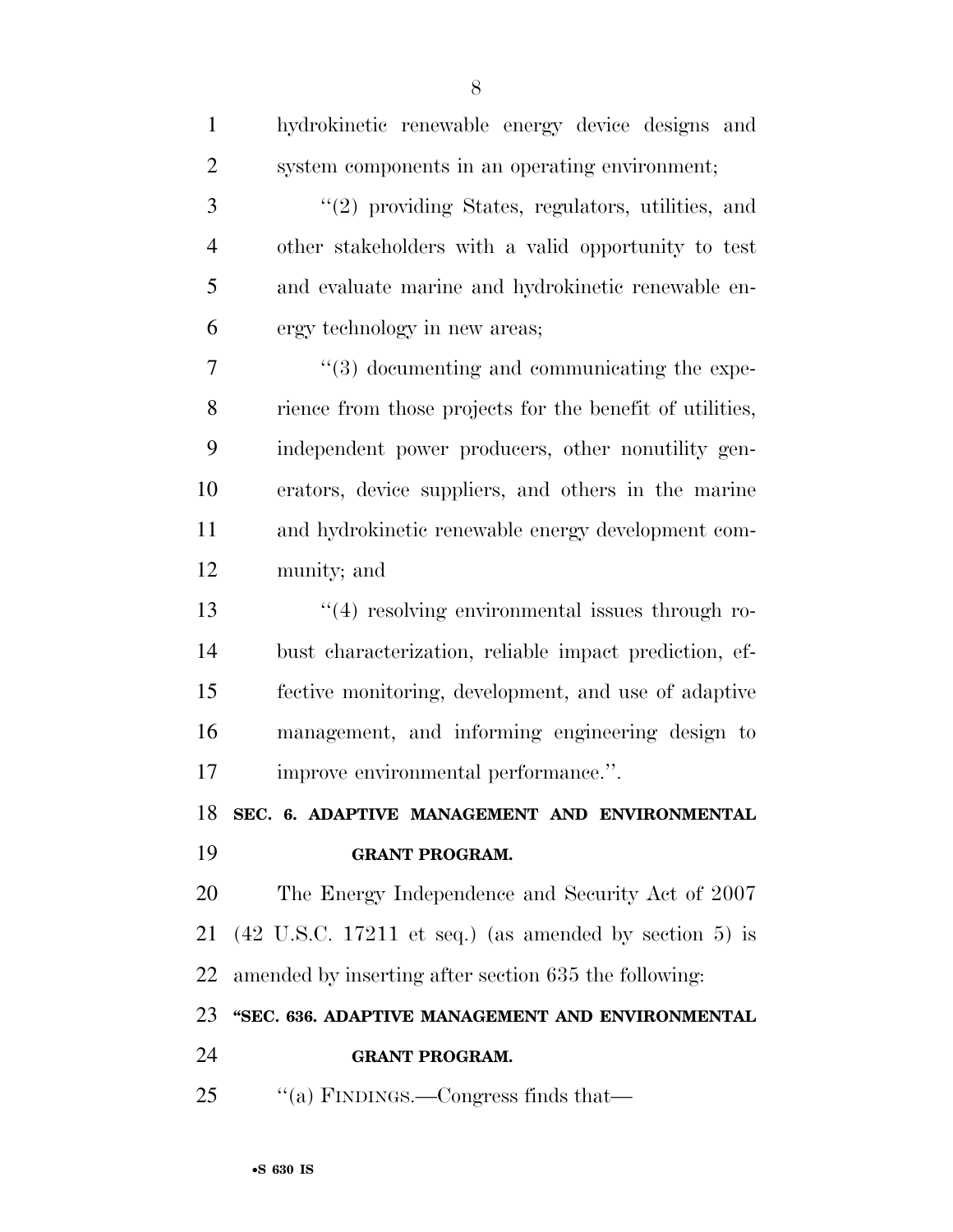hydrokinetic renewable energy device designs and system components in an operating environment;

"(2) providing States, regulators, utilities, and other stakeholders with a valid opportunity to test and evaluate marine and hydrokinetic renewable energy technology in new areas;

"(3) documenting and communicating the experience from those projects for the benefit of utilities, independent power producers, other nonutility generators, device suppliers, and others in the marine and hydrokinetic renewable energy development community; and

"(4) resolving environmental issues through robust characterization, reliable impact prediction, effective monitoring, development, and use of adaptive management, and informing engineering design to improve environmental performance.".

**SEC. 6. ADAPTIVE MANAGEMENT AND ENVIRONMENTAL GRANT PROGRAM.**

The Energy Independence and Security Act of 2007 (42 U.S.C. 17211 et seq.) (as amended by section 5) is amended by inserting after section 635 the following:

**"SEC. 636. ADAPTIVE MANAGEMENT AND ENVIRONMENTAL GRANT PROGRAM.**

"(a) FINDINGS.—Congress finds that—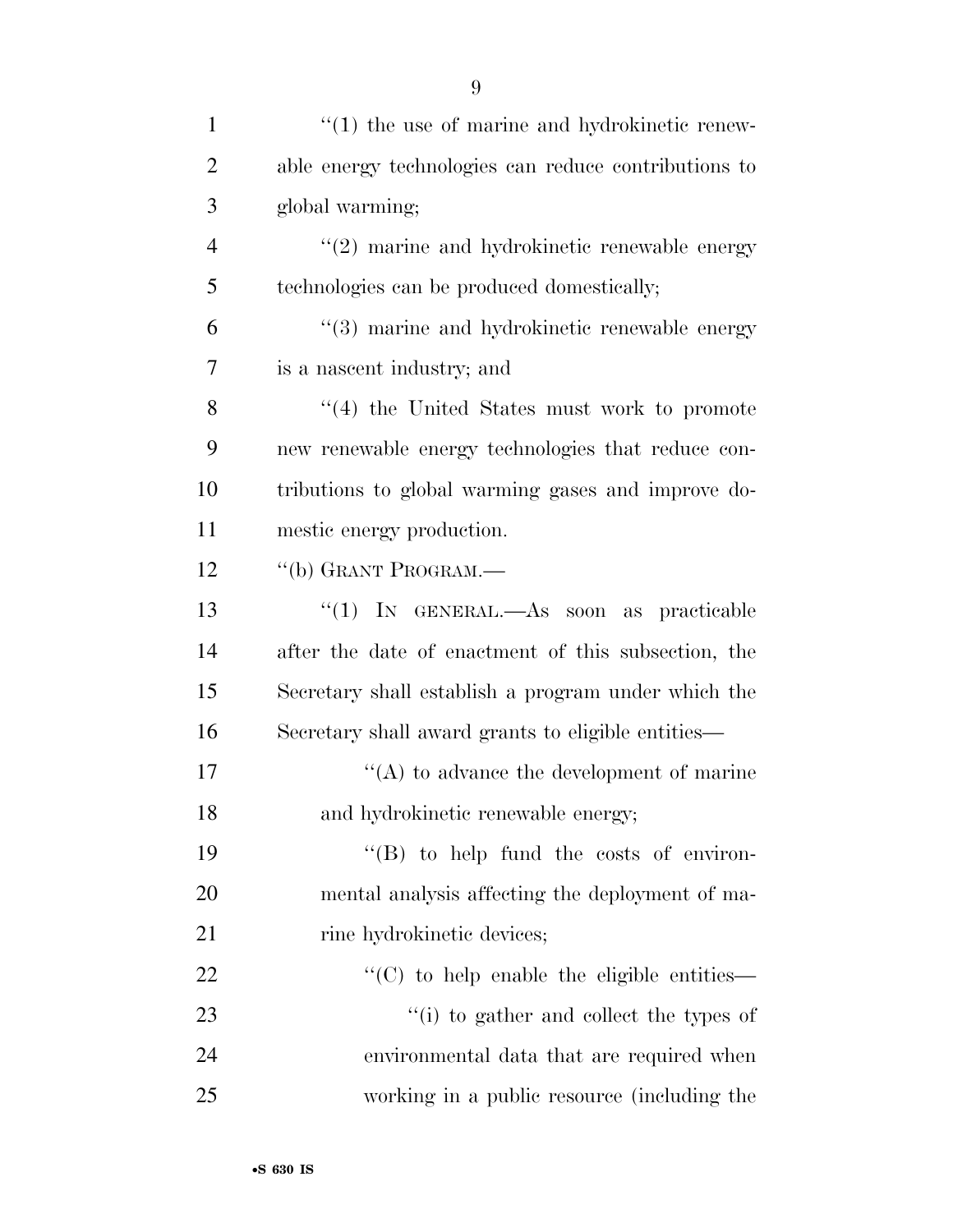''(1) the use of marine and hydrokinetic renewable energy technologies can reduce contributions to global warming;

''(2) marine and hydrokinetic renewable energy technologies can be produced domestically;

''(3) marine and hydrokinetic renewable energy is a nascent industry; and

''(4) the United States must work to promote new renewable energy technologies that reduce contributions to global warming gases and improve domestic energy production.

''(b) GRANT PROGRAM.—

''(1) IN GENERAL.—As soon as practicable after the date of enactment of this subsection, the Secretary shall establish a program under which the Secretary shall award grants to eligible entities—

''(A) to advance the development of marine and hydrokinetic renewable energy;

''(B) to help fund the costs of environmental analysis affecting the deployment of marine hydrokinetic devices;

''(C) to help enable the eligible entities—

''(i) to gather and collect the types of environmental data that are required when working in a public resource (including the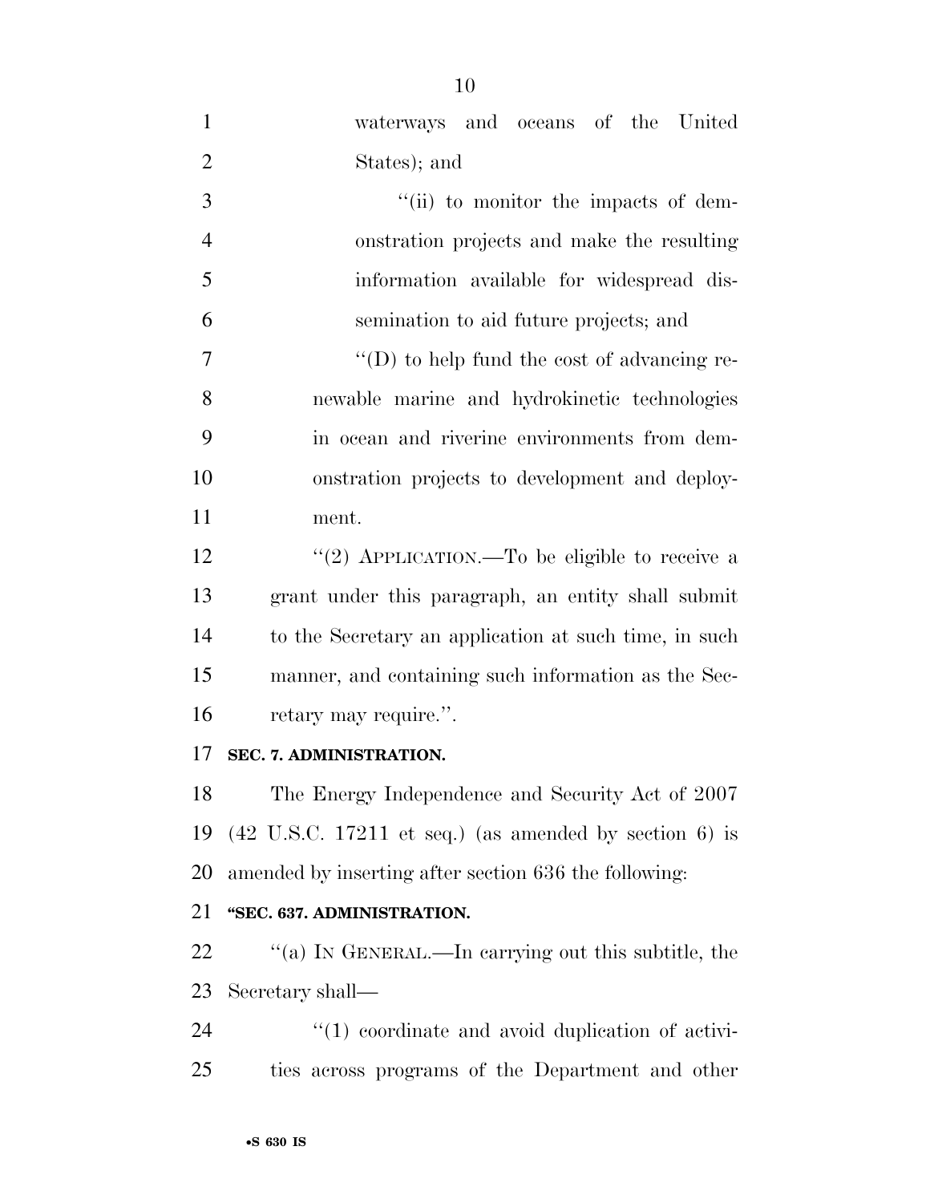waterways and oceans of the United States); and

''(ii) to monitor the impacts of demonstration projects and make the resulting information available for widespread dissemination to aid future projects; and

''(D) to help fund the cost of advancing renewable marine and hydrokinetic technologies in ocean and riverine environments from demonstration projects to development and deployment.

''(2) APPLICATION.—To be eligible to receive a grant under this paragraph, an entity shall submit to the Secretary an application at such time, in such manner, and containing such information as the Secretary may require.''.

**SEC. 7. ADMINISTRATION.**

The Energy Independence and Security Act of 2007 (42 U.S.C. 17211 et seq.) (as amended by section 6) is amended by inserting after section 636 the following:

**''SEC. 637. ADMINISTRATION.**

''(a) IN GENERAL.—In carrying out this subtitle, the Secretary shall—

''(1) coordinate and avoid duplication of activities across programs of the Department and other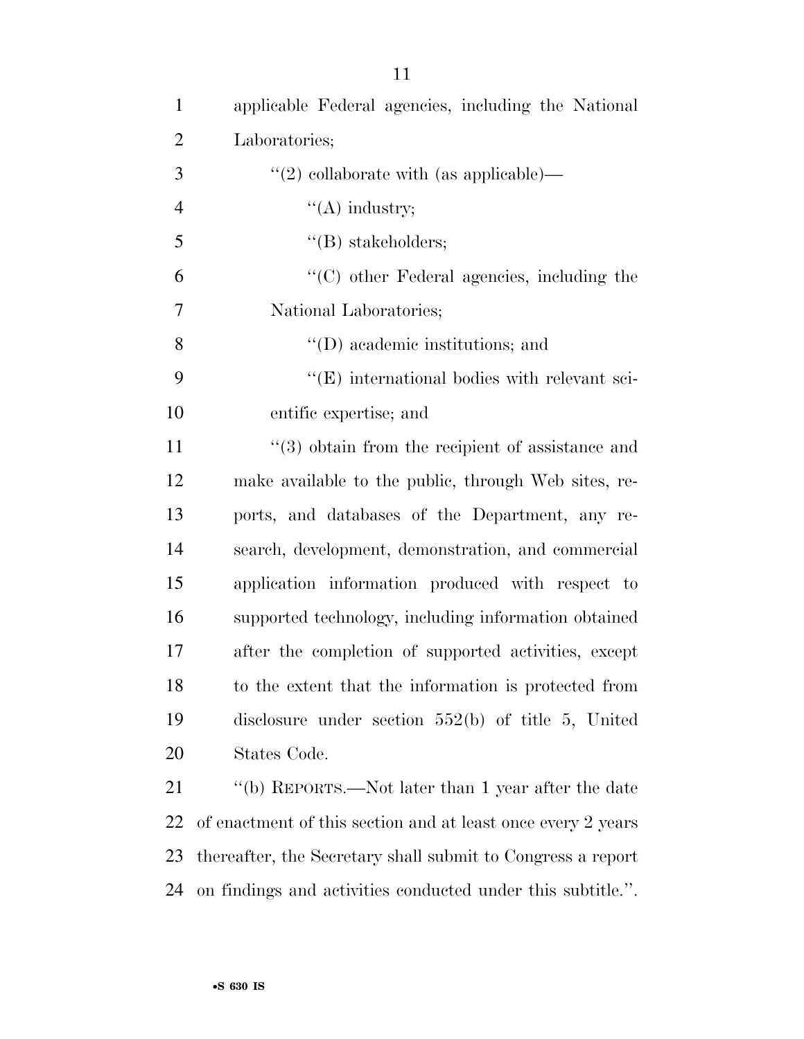applicable Federal agencies, including the National Laboratories;

"(2) collaborate with (as applicable)—

"(A) industry;

"(B) stakeholders;

"(C) other Federal agencies, including the National Laboratories;

"(D) academic institutions; and

"(E) international bodies with relevant scientific expertise; and

"(3) obtain from the recipient of assistance and make available to the public, through Web sites, reports, and databases of the Department, any research, development, demonstration, and commercial application information produced with respect to supported technology, including information obtained after the completion of supported activities, except to the extent that the information is protected from disclosure under section 552(b) of title 5, United States Code.

"(b) REPORTS.—Not later than 1 year after the date of enactment of this section and at least once every 2 years thereafter, the Secretary shall submit to Congress a report on findings and activities conducted under this subtitle.".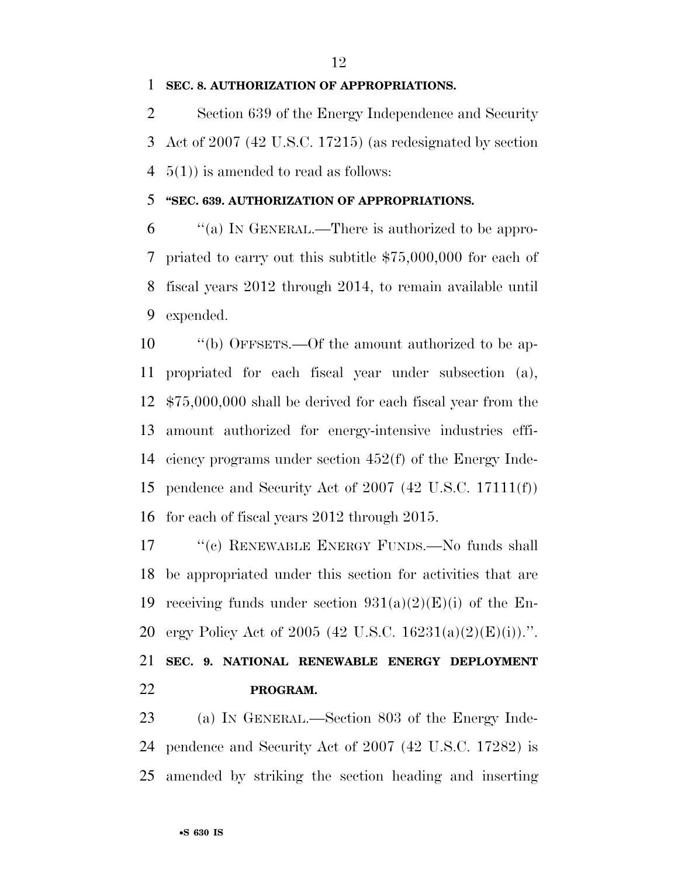**SEC. 8. AUTHORIZATION OF APPROPRIATIONS.**

Section 639 of the Energy Independence and Security Act of 2007 (42 U.S.C. 17215) (as redesignated by section 5(1)) is amended to read as follows:

**"SEC. 639. AUTHORIZATION OF APPROPRIATIONS.**

"(a) IN GENERAL.—There is authorized to be appropriated to carry out this subtitle $75,000,000 for each of fiscal years 2012 through 2014, to remain available until expended.

"(b) OFFSETS.—Of the amount authorized to be appropriated for each fiscal year under subsection (a), $75,000,000 shall be derived for each fiscal year from the amount authorized for energy-intensive industries efficiency programs under section 452(f) of the Energy Independence and Security Act of 2007 (42 U.S.C. 17111(f)) for each of fiscal years 2012 through 2015.

"(c) RENEWABLE ENERGY FUNDS.—No funds shall be appropriated under this section for activities that are receiving funds under section 931(a)(2)(E)(i) of the Energy Policy Act of 2005 (42 U.S.C. 16231(a)(2)(E)(i)).".

**SEC. 9. NATIONAL RENEWABLE ENERGY DEPLOYMENT PROGRAM.**

(a) IN GENERAL.—Section 803 of the Energy Independence and Security Act of 2007 (42 U.S.C. 17282) is amended by striking the section heading and inserting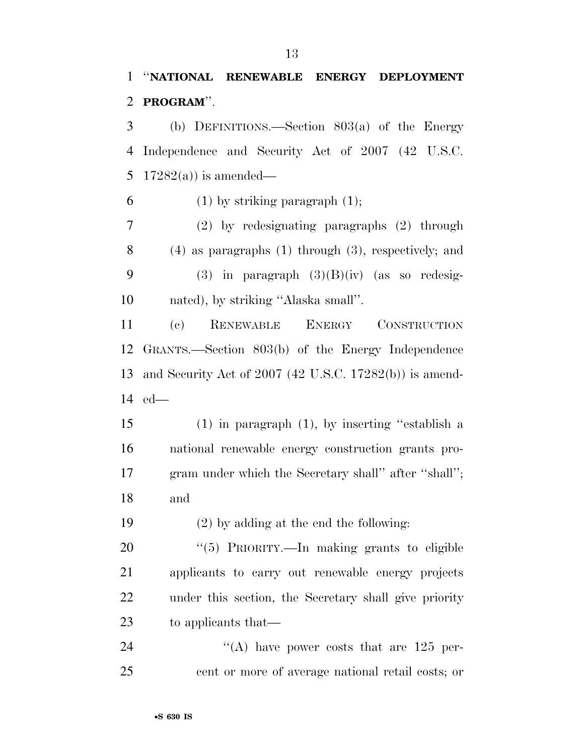"**NATIONAL RENEWABLE ENERGY DEPLOYMENT PROGRAM**".

(b) DEFINITIONS.—Section 803(a) of the Energy Independence and Security Act of 2007 (42 U.S.C. 17282(a)) is amended—

(1) by striking paragraph (1);

(2) by redesignating paragraphs (2) through (4) as paragraphs (1) through (3), respectively; and

(3) in paragraph (3)(B)(iv) (as so redesignated), by striking "Alaska small".

(c) RENEWABLE ENERGY CONSTRUCTION GRANTS.—Section 803(b) of the Energy Independence and Security Act of 2007 (42 U.S.C. 17282(b)) is amended—

(1) in paragraph (1), by inserting "establish a national renewable energy construction grants program under which the Secretary shall" after "shall"; and

(2) by adding at the end the following:

"(5) PRIORITY.—In making grants to eligible applicants to carry out renewable energy projects under this section, the Secretary shall give priority to applicants that—

"(A) have power costs that are 125 percent or more of average national retail costs; or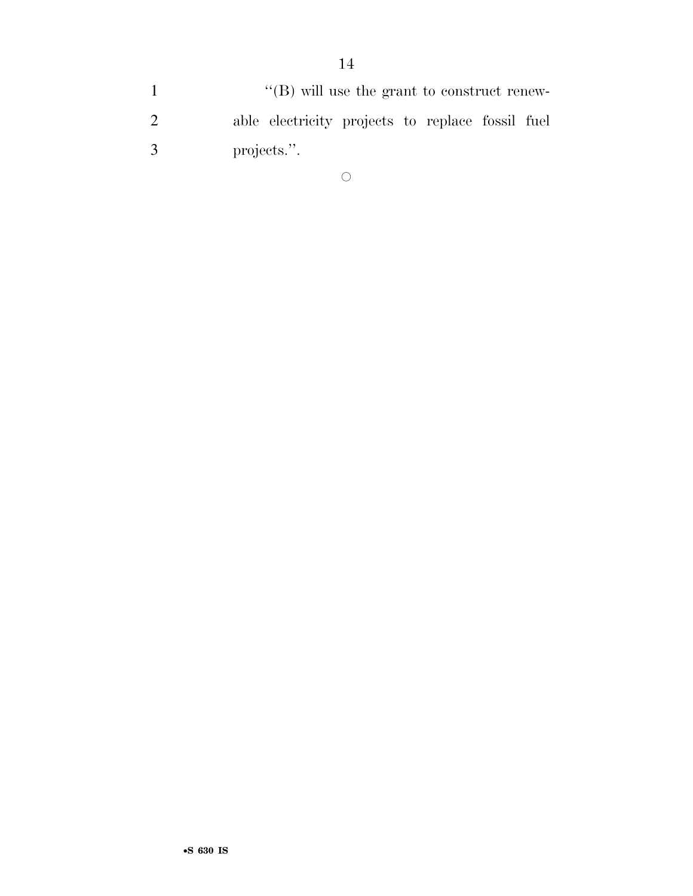"(B) will use the grant to construct renewable electricity projects to replace fossil fuel projects.".